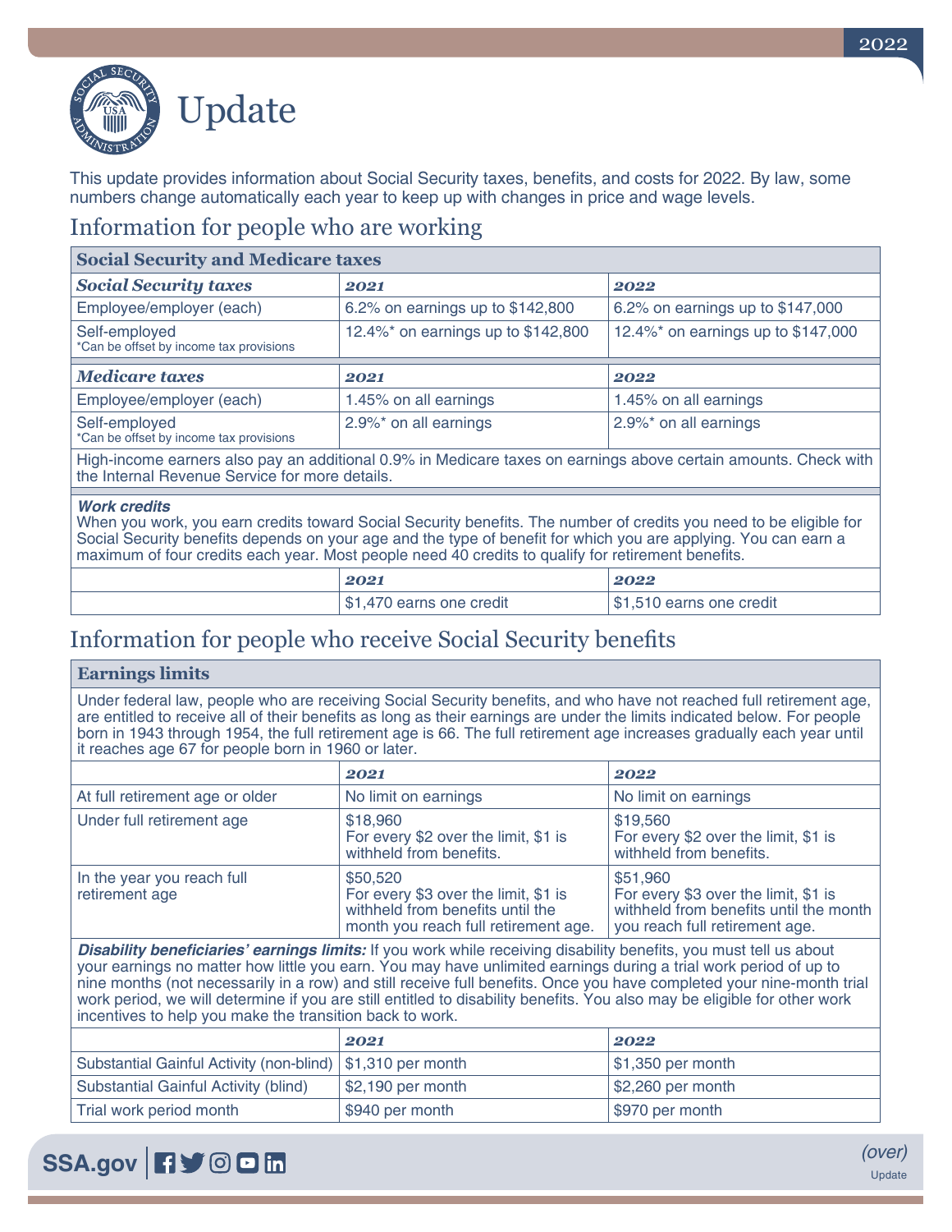# Update

This update provides information about Social Security taxes, benefits, and costs for 2022. By law, some numbers change automatically each year to keep up with changes in price and wage levels.

## Information for people who are working

| **Social Security and Medicare taxes** | | |
|---|---|---|
| ***Social Security taxes*** | ***2021*** | ***2022*** |
| Employee/employer (each) | 6.2% on earnings up to $142,800 | 6.2% on earnings up to $147,000 |
| Self-employed<br>*Can be offset by income tax provisions | 12.4%* on earnings up to $142,800 | 12.4%* on earnings up to $147,000 |
| ***Medicare taxes*** | ***2021*** | ***2022*** |
| Employee/employer (each) | 1.45% on all earnings | 1.45% on all earnings |
| Self-employed<br>*Can be offset by income tax provisions | 2.9%* on all earnings | 2.9%* on all earnings |

High-income earners also pay an additional 0.9% in Medicare taxes on earnings above certain amounts. Check with the Internal Revenue Service for more details.

***Work credits***
When you work, you earn credits toward Social Security benefits. The number of credits you need to be eligible for Social Security benefits depends on your age and the type of benefit for which you are applying. You can earn a maximum of four credits each year. Most people need 40 credits to qualify for retirement benefits.

| | ***2021*** | ***2022*** |
|---|---|---|
| | $1,470 earns one credit | $1,510 earns one credit |

## Information for people who receive Social Security benefits

**Earnings limits**

Under federal law, people who are receiving Social Security benefits, and who have not reached full retirement age, are entitled to receive all of their benefits as long as their earnings are under the limits indicated below. For people born in 1943 through 1954, the full retirement age is 66. The full retirement age increases gradually each year until it reaches age 67 for people born in 1960 or later.

| | ***2021*** | ***2022*** |
|---|---|---|
| At full retirement age or older | No limit on earnings | No limit on earnings |
| Under full retirement age | $18,960<br>For every $2 over the limit, $1 is withheld from benefits. | $19,560<br>For every $2 over the limit, $1 is withheld from benefits. |
| In the year you reach full retirement age | $50,520<br>For every $3 over the limit, $1 is withheld from benefits until the month you reach full retirement age. | $51,960<br>For every $3 over the limit, $1 is withheld from benefits until the month you reach full retirement age. |

***Disability beneficiaries' earnings limits:*** If you work while receiving disability benefits, you must tell us about your earnings no matter how little you earn. You may have unlimited earnings during a trial work period of up to nine months (not necessarily in a row) and still receive full benefits. Once you have completed your nine-month trial work period, we will determine if you are still entitled to disability benefits. You also may be eligible for other work incentives to help you make the transition back to work.

| | ***2021*** | ***2022*** |
|---|---|---|
| Substantial Gainful Activity (non-blind) | $1,310 per month | $1,350 per month |
| Substantial Gainful Activity (blind) | $2,190 per month | $2,260 per month |
| Trial work period month | $940 per month | $970 per month |

SSA.gov

*(over)*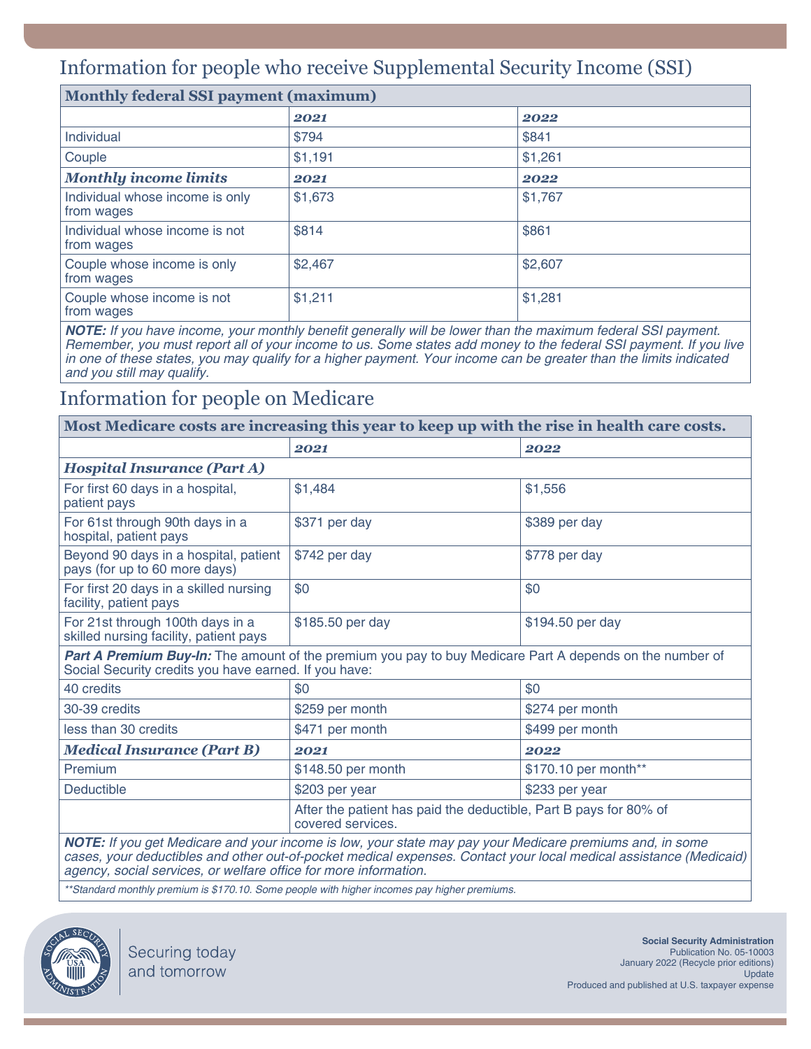## Information for people who receive Supplemental Security Income (SSI)

| **Monthly federal SSI payment (maximum)** | | |
|---|---|---|
| | ***2021*** | ***2022*** |
| Individual | $794 | $841 |
| Couple | $1,191 | $1,261 |
| ***Monthly income limits*** | ***2021*** | ***2022*** |
| Individual whose income is only from wages | $1,673 | $1,767 |
| Individual whose income is not from wages | $814 | $861 |
| Couple whose income is only from wages | $2,467 | $2,607 |
| Couple whose income is not from wages | $1,211 | $1,281 |

***NOTE:*** *If you have income, your monthly benefit generally will be lower than the maximum federal SSI payment. Remember, you must report all of your income to us. Some states add money to the federal SSI payment. If you live in one of these states, you may qualify for a higher payment. Your income can be greater than the limits indicated and you still may qualify.*

## Information for people on Medicare

| **Most Medicare costs are increasing this year to keep up with the rise in health care costs.** | | |
|---|---|---|
| | ***2021*** | ***2022*** |
| ***Hospital Insurance (Part A)*** | | |
| For first 60 days in a hospital, patient pays | $1,484 | $1,556 |
| For 61st through 90th days in a hospital, patient pays | $371 per day | $389 per day |
| Beyond 90 days in a hospital, patient pays (for up to 60 more days) | $742 per day | $778 per day |
| For first 20 days in a skilled nursing facility, patient pays | $0 | $0 |
| For 21st through 100th days in a skilled nursing facility, patient pays | $185.50 per day | $194.50 per day |
| ***Part A Premium Buy-In:*** The amount of the premium you pay to buy Medicare Part A depends on the number of Social Security credits you have earned. If you have: | | |
| 40 credits | $0 | $0 |
| 30-39 credits | $259 per month | $274 per month |
| less than 30 credits | $471 per month | $499 per month |
| ***Medical Insurance (Part B)*** | ***2021*** | ***2022*** |
| Premium | $148.50 per month | $170.10 per month** |
| Deductible | $203 per year | $233 per year |
| | After the patient has paid the deductible, Part B pays for 80% of covered services. | |

***NOTE:*** *If you get Medicare and your income is low, your state may pay your Medicare premiums and, in some cases, your deductibles and other out-of-pocket medical expenses. Contact your local medical assistance (Medicaid) agency, social services, or welfare office for more information.*

*\*\*Standard monthly premium is $170.10. Some people with higher incomes pay higher premiums.*

Securing today and tomorrow

**Social Security Administration**
Publication No. 05-10003
January 2022 (Recycle prior editions)
Update
Produced and published at U.S. taxpayer expense